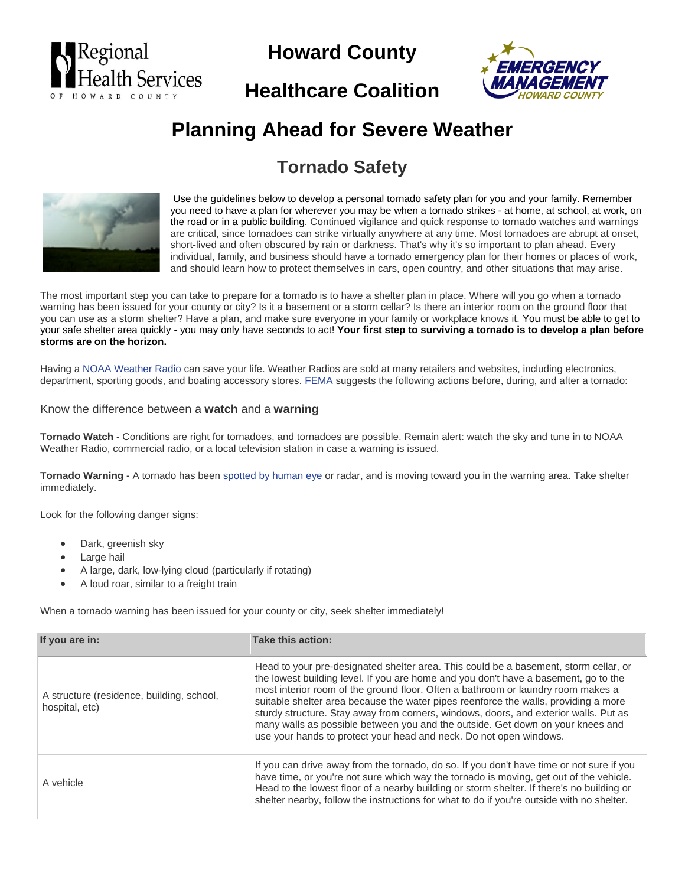# Howard County

# Healthcare Coalition

## Planning Ahead for Severe Weather

### Tornado Safety

Use the guidelines below to develop a personal tornado safety plan for you and your family. Remember you need to have a plan for wherever you may be when a tornado strikes - at home, at school, at work, on the road or in a public building. Continued vigilance and quick response to tornado watches and warnings are critical, since tornadoes can strike virtually anywhere at any time. Most tornadoes are abrupt at onset, short-lived and often obscured by rain or darkness. That's why it's so important to plan ahead. Every individual, family, and business should have a tornado emergency plan for their homes or places of work, and should learn how to protect themselves in cars, open country, and other situations that may arise.

The most important step you can take to prepare for a tornado is to have a shelter plan in place. Where will you go when a tornado warning has been issued for your county or city? Is it a basement or a storm cellar? Is there an interior room on the ground floor that you can use as a storm shelter? Have a plan, and make sure everyone in your family or workplace knows it. You must be able to get to your safe shelter area quickly - you may only have seconds to act! **Your first step to surviving a tornado is to develop a plan before storms are on the horizon.**

Having a NOAA Weather Radio can save your life. Weather Radios are sold at many retailers and websites, including electronics, department, sporting goods, and boating accessory stores. FEMA suggests the following actions before, during, and after a tornado:

Know the difference between a **watch** and a **warning**

**Tornado Watch -** Conditions are right for tornadoes, and tornadoes are possible. Remain alert: watch the sky and tune in to NOAA Weather Radio, commercial radio, or a local television station in case a warning is issued.

**Tornado Warning -** A tornado has been spotted by human eye or radar, and is moving toward you in the warning area. Take shelter immediately.

Look for the following danger signs:

- Dark, greenish sky
- Large hail
- A large, dark, low-lying cloud (particularly if rotating)
- A loud roar, similar to a freight train

When a tornado warning has been issued for your county or city, seek shelter immediately!

| If you are in: | Take this action: |
|---|---|
| A structure (residence, building, school, hospital, etc) | Head to your pre-designated shelter area. This could be a basement, storm cellar, or the lowest building level. If you are home and you don't have a basement, go to the most interior room of the ground floor. Often a bathroom or laundry room makes a suitable shelter area because the water pipes reenforce the walls, providing a more sturdy structure. Stay away from corners, windows, doors, and exterior walls. Put as many walls as possible between you and the outside. Get down on your knees and use your hands to protect your head and neck. Do not open windows. |
| A vehicle | If you can drive away from the tornado, do so. If you don't have time or not sure if you have time, or you're not sure which way the tornado is moving, get out of the vehicle. Head to the lowest floor of a nearby building or storm shelter. If there's no building or shelter nearby, follow the instructions for what to do if you're outside with no shelter. |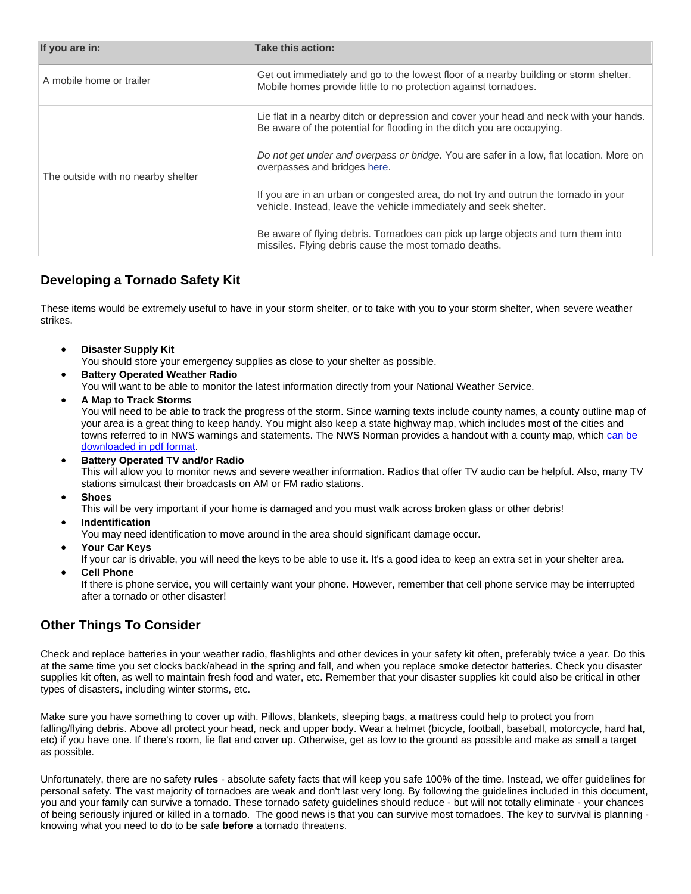| If you are in: | Take this action: |
|---|---|
| A mobile home or trailer | Get out immediately and go to the lowest floor of a nearby building or storm shelter. Mobile homes provide little to no protection against tornadoes. |
| The outside with no nearby shelter | Lie flat in a nearby ditch or depression and cover your head and neck with your hands. Be aware of the potential for flooding in the ditch you are occupying.<br><br>*Do not get under and overpass or bridge.* You are safer in a low, flat location. More on overpasses and bridges here.<br><br>If you are in an urban or congested area, do not try and outrun the tornado in your vehicle. Instead, leave the vehicle immediately and seek shelter.<br><br>Be aware of flying debris. Tornadoes can pick up large objects and turn them into missiles. Flying debris cause the most tornado deaths. |

## Developing a Tornado Safety Kit

These items would be extremely useful to have in your storm shelter, or to take with you to your storm shelter, when severe weather strikes.

- **Disaster Supply Kit**
  You should store your emergency supplies as close to your shelter as possible.
- **Battery Operated Weather Radio**
  You will want to be able to monitor the latest information directly from your National Weather Service.
- **A Map to Track Storms**
  You will need to be able to track the progress of the storm. Since warning texts include county names, a county outline map of your area is a great thing to keep handy. You might also keep a state highway map, which includes most of the cities and towns referred to in NWS warnings and statements. The NWS Norman provides a handout with a county map, which can be downloaded in pdf format.
- **Battery Operated TV and/or Radio**
  This will allow you to monitor news and severe weather information. Radios that offer TV audio can be helpful. Also, many TV stations simulcast their broadcasts on AM or FM radio stations.
- **Shoes**
  This will be very important if your home is damaged and you must walk across broken glass or other debris!
- **Indentification**
  You may need identification to move around in the area should significant damage occur.
- **Your Car Keys**
  If your car is drivable, you will need the keys to be able to use it. It's a good idea to keep an extra set in your shelter area.
- **Cell Phone**
  If there is phone service, you will certainly want your phone. However, remember that cell phone service may be interrupted after a tornado or other disaster!

## Other Things To Consider

Check and replace batteries in your weather radio, flashlights and other devices in your safety kit often, preferably twice a year. Do this at the same time you set clocks back/ahead in the spring and fall, and when you replace smoke detector batteries. Check you disaster supplies kit often, as well to maintain fresh food and water, etc. Remember that your disaster supplies kit could also be critical in other types of disasters, including winter storms, etc.

Make sure you have something to cover up with. Pillows, blankets, sleeping bags, a mattress could help to protect you from falling/flying debris. Above all protect your head, neck and upper body. Wear a helmet (bicycle, football, baseball, motorcycle, hard hat, etc) if you have one. If there's room, lie flat and cover up. Otherwise, get as low to the ground as possible and make as small a target as possible.

Unfortunately, there are no safety **rules** - absolute safety facts that will keep you safe 100% of the time. Instead, we offer guidelines for personal safety. The vast majority of tornadoes are weak and don't last very long. By following the guidelines included in this document, you and your family can survive a tornado. These tornado safety guidelines should reduce - but will not totally eliminate - your chances of being seriously injured or killed in a tornado. The good news is that you can survive most tornadoes. The key to survival is planning - knowing what you need to do to be safe **before** a tornado threatens.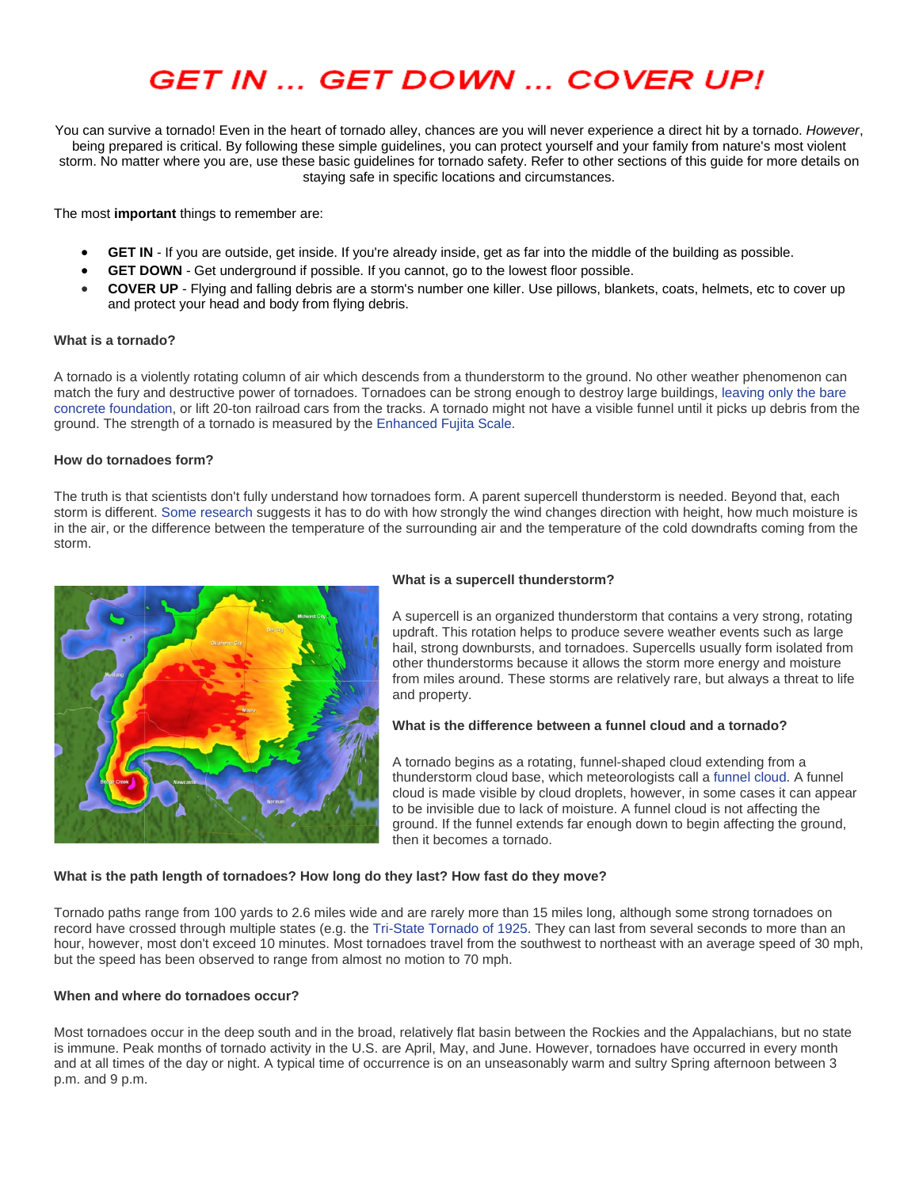# GET IN ... GET DOWN ... COVER UP!

You can survive a tornado! Even in the heart of tornado alley, chances are you will never experience a direct hit by a tornado. *However*, being prepared is critical. By following these simple guidelines, you can protect yourself and your family from nature's most violent storm. No matter where you are, use these basic guidelines for tornado safety. Refer to other sections of this guide for more details on staying safe in specific locations and circumstances.

The most **important** things to remember are:

- **GET IN** - If you are outside, get inside. If you're already inside, get as far into the middle of the building as possible.
- **GET DOWN** - Get underground if possible. If you cannot, go to the lowest floor possible.
- **COVER UP** - Flying and falling debris are a storm's number one killer. Use pillows, blankets, coats, helmets, etc to cover up and protect your head and body from flying debris.

**What is a tornado?**

A tornado is a violently rotating column of air which descends from a thunderstorm to the ground. No other weather phenomenon can match the fury and destructive power of tornadoes. Tornadoes can be strong enough to destroy large buildings, leaving only the bare concrete foundation, or lift 20-ton railroad cars from the tracks. A tornado might not have a visible funnel until it picks up debris from the ground. The strength of a tornado is measured by the Enhanced Fujita Scale.

**How do tornadoes form?**

The truth is that scientists don't fully understand how tornadoes form. A parent supercell thunderstorm is needed. Beyond that, each storm is different. Some research suggests it has to do with how strongly the wind changes direction with height, how much moisture is in the air, or the difference between the temperature of the surrounding air and the temperature of the cold downdrafts coming from the storm.

**What is a supercell thunderstorm?**

A supercell is an organized thunderstorm that contains a very strong, rotating updraft. This rotation helps to produce severe weather events such as large hail, strong downbursts, and tornadoes. Supercells usually form isolated from other thunderstorms because it allows the storm more energy and moisture from miles around. These storms are relatively rare, but always a threat to life and property.

**What is the difference between a funnel cloud and a tornado?**

A tornado begins as a rotating, funnel-shaped cloud extending from a thunderstorm cloud base, which meteorologists call a funnel cloud. A funnel cloud is made visible by cloud droplets, however, in some cases it can appear to be invisible due to lack of moisture. A funnel cloud is not affecting the ground. If the funnel extends far enough down to begin affecting the ground, then it becomes a tornado.

**What is the path length of tornadoes? How long do they last? How fast do they move?**

Tornado paths range from 100 yards to 2.6 miles wide and are rarely more than 15 miles long, although some strong tornadoes on record have crossed through multiple states (e.g. the Tri-State Tornado of 1925. They can last from several seconds to more than an hour, however, most don't exceed 10 minutes. Most tornadoes travel from the southwest to northeast with an average speed of 30 mph, but the speed has been observed to range from almost no motion to 70 mph.

**When and where do tornadoes occur?**

Most tornadoes occur in the deep south and in the broad, relatively flat basin between the Rockies and the Appalachians, but no state is immune. Peak months of tornado activity in the U.S. are April, May, and June. However, tornadoes have occurred in every month and at all times of the day or night. A typical time of occurrence is on an unseasonably warm and sultry Spring afternoon between 3 p.m. and 9 p.m.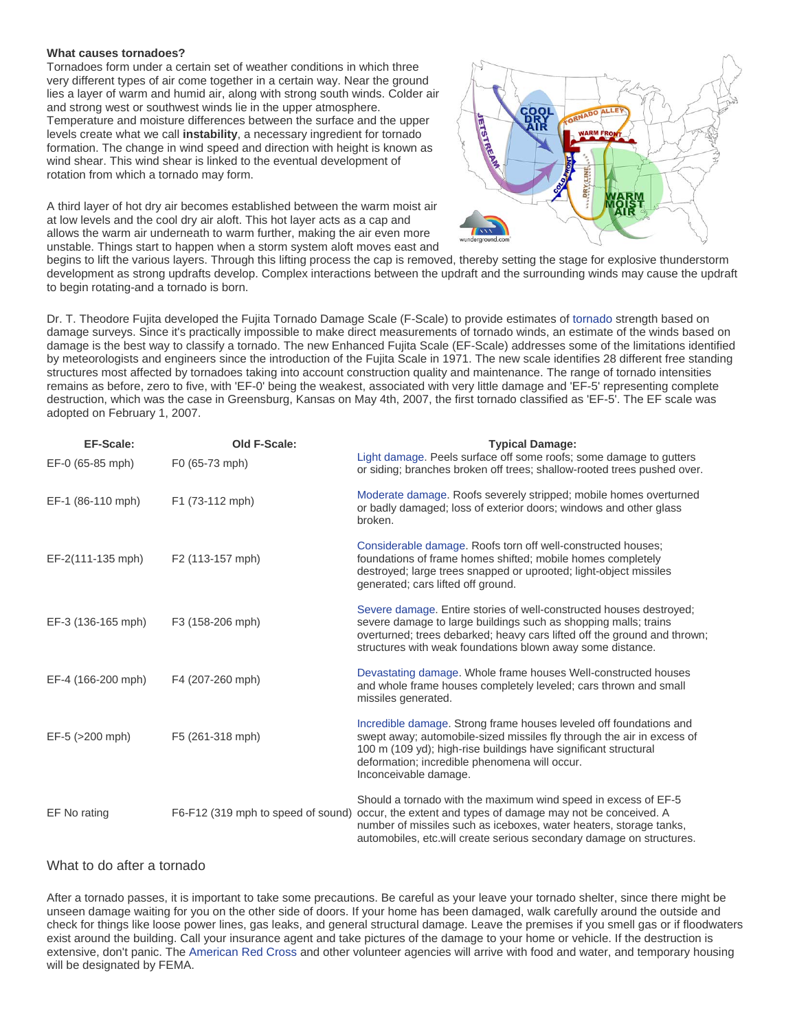**What causes tornadoes?**

Tornadoes form under a certain set of weather conditions in which three very different types of air come together in a certain way. Near the ground lies a layer of warm and humid air, along with strong south winds. Colder air and strong west or southwest winds lie in the upper atmosphere. Temperature and moisture differences between the surface and the upper levels create what we call **instability**, a necessary ingredient for tornado formation. The change in wind speed and direction with height is known as wind shear. This wind shear is linked to the eventual development of rotation from which a tornado may form.

A third layer of hot dry air becomes established between the warm moist air at low levels and the cool dry air aloft. This hot layer acts as a cap and allows the warm air underneath to warm further, making the air even more unstable. Things start to happen when a storm system aloft moves east and begins to lift the various layers. Through this lifting process the cap is removed, thereby setting the stage for explosive thunderstorm development as strong updrafts develop. Complex interactions between the updraft and the surrounding winds may cause the updraft to begin rotating-and a tornado is born.

Dr. T. Theodore Fujita developed the Fujita Tornado Damage Scale (F-Scale) to provide estimates of tornado strength based on damage surveys. Since it's practically impossible to make direct measurements of tornado winds, an estimate of the winds based on damage is the best way to classify a tornado. The new Enhanced Fujita Scale (EF-Scale) addresses some of the limitations identified by meteorologists and engineers since the introduction of the Fujita Scale in 1971. The new scale identifies 28 different free standing structures most affected by tornadoes taking into account construction quality and maintenance. The range of tornado intensities remains as before, zero to five, with 'EF-0' being the weakest, associated with very little damage and 'EF-5' representing complete destruction, which was the case in Greensburg, Kansas on May 4th, 2007, the first tornado classified as 'EF-5'. The EF scale was adopted on February 1, 2007.

| EF-Scale: | Old F-Scale: | Typical Damage: |
|---|---|---|
| EF-0 (65-85 mph) | F0 (65-73 mph) | Light damage. Peels surface off some roofs; some damage to gutters or siding; branches broken off trees; shallow-rooted trees pushed over. |
| EF-1 (86-110 mph) | F1 (73-112 mph) | Moderate damage. Roofs severely stripped; mobile homes overturned or badly damaged; loss of exterior doors; windows and other glass broken. |
| EF-2(111-135 mph) | F2 (113-157 mph) | Considerable damage. Roofs torn off well-constructed houses; foundations of frame homes shifted; mobile homes completely destroyed; large trees snapped or uprooted; light-object missiles generated; cars lifted off ground. |
| EF-3 (136-165 mph) | F3 (158-206 mph) | Severe damage. Entire stories of well-constructed houses destroyed; severe damage to large buildings such as shopping malls; trains overturned; trees debarked; heavy cars lifted off the ground and thrown; structures with weak foundations blown away some distance. |
| EF-4 (166-200 mph) | F4 (207-260 mph) | Devastating damage. Whole frame houses Well-constructed houses and whole frame houses completely leveled; cars thrown and small missiles generated. |
| EF-5 (>200 mph) | F5 (261-318 mph) | Incredible damage. Strong frame houses leveled off foundations and swept away; automobile-sized missiles fly through the air in excess of 100 m (109 yd); high-rise buildings have significant structural deformation; incredible phenomena will occur. Inconceivable damage. |
| EF No rating | F6-F12 (319 mph to speed of sound) | Should a tornado with the maximum wind speed in excess of EF-5 occur, the extent and types of damage may not be conceived. A number of missiles such as iceboxes, water heaters, storage tanks, automobiles, etc.will create serious secondary damage on structures. |

## What to do after a tornado

After a tornado passes, it is important to take some precautions. Be careful as your leave your tornado shelter, since there might be unseen damage waiting for you on the other side of doors. If your home has been damaged, walk carefully around the outside and check for things like loose power lines, gas leaks, and general structural damage. Leave the premises if you smell gas or if floodwaters exist around the building. Call your insurance agent and take pictures of the damage to your home or vehicle. If the destruction is extensive, don't panic. The American Red Cross and other volunteer agencies will arrive with food and water, and temporary housing will be designated by FEMA.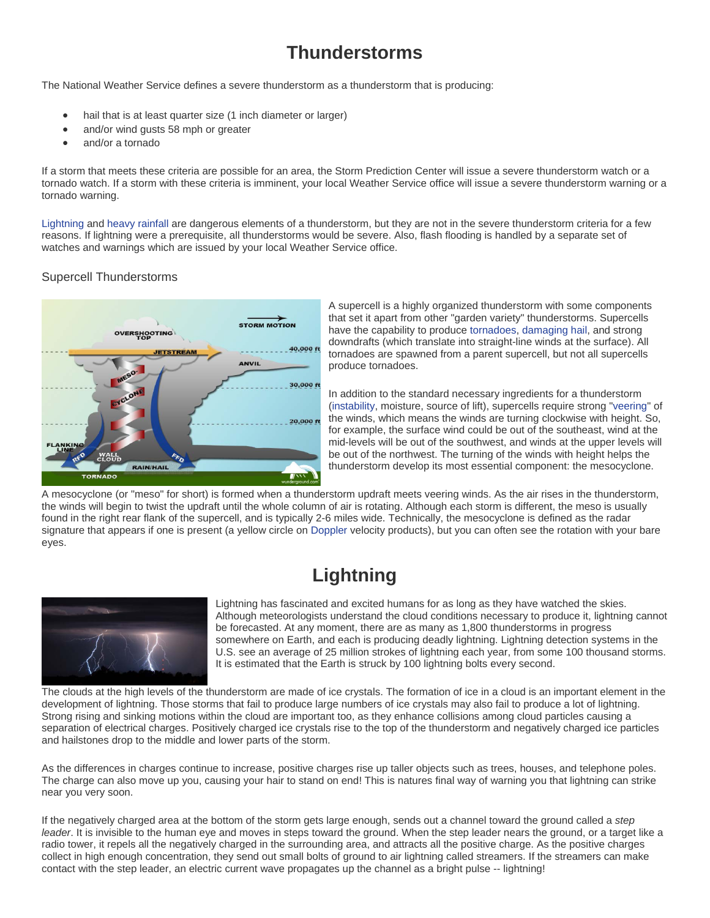# Thunderstorms

The National Weather Service defines a severe thunderstorm as a thunderstorm that is producing:

- hail that is at least quarter size (1 inch diameter or larger)
- and/or wind gusts 58 mph or greater
- and/or a tornado

If a storm that meets these criteria are possible for an area, the Storm Prediction Center will issue a severe thunderstorm watch or a tornado watch. If a storm with these criteria is imminent, your local Weather Service office will issue a severe thunderstorm warning or a tornado warning.

Lightning and heavy rainfall are dangerous elements of a thunderstorm, but they are not in the severe thunderstorm criteria for a few reasons. If lightning were a prerequisite, all thunderstorms would be severe. Also, flash flooding is handled by a separate set of watches and warnings which are issued by your local Weather Service office.

## Supercell Thunderstorms

A supercell is a highly organized thunderstorm with some components that set it apart from other "garden variety" thunderstorms. Supercells have the capability to produce tornadoes, damaging hail, and strong downdrafts (which translate into straight-line winds at the surface). All tornadoes are spawned from a parent supercell, but not all supercells produce tornadoes.

In addition to the standard necessary ingredients for a thunderstorm (instability, moisture, source of lift), supercells require strong "veering" of the winds, which means the winds are turning clockwise with height. So, for example, the surface wind could be out of the southeast, wind at the mid-levels will be out of the southwest, and winds at the upper levels will be out of the northwest. The turning of the winds with height helps the thunderstorm develop its most essential component: the mesocyclone.

A mesocyclone (or "meso" for short) is formed when a thunderstorm updraft meets veering winds. As the air rises in the thunderstorm, the winds will begin to twist the updraft until the whole column of air is rotating. Although each storm is different, the meso is usually found in the right rear flank of the supercell, and is typically 2-6 miles wide. Technically, the mesocyclone is defined as the radar signature that appears if one is present (a yellow circle on Doppler velocity products), but you can often see the rotation with your bare eyes.

# Lightning

Lightning has fascinated and excited humans for as long as they have watched the skies. Although meteorologists understand the cloud conditions necessary to produce it, lightning cannot be forecasted. At any moment, there are as many as 1,800 thunderstorms in progress somewhere on Earth, and each is producing deadly lightning. Lightning detection systems in the U.S. see an average of 25 million strokes of lightning each year, from some 100 thousand storms. It is estimated that the Earth is struck by 100 lightning bolts every second.

The clouds at the high levels of the thunderstorm are made of ice crystals. The formation of ice in a cloud is an important element in the development of lightning. Those storms that fail to produce large numbers of ice crystals may also fail to produce a lot of lightning. Strong rising and sinking motions within the cloud are important too, as they enhance collisions among cloud particles causing a separation of electrical charges. Positively charged ice crystals rise to the top of the thunderstorm and negatively charged ice particles and hailstones drop to the middle and lower parts of the storm.

As the differences in charges continue to increase, positive charges rise up taller objects such as trees, houses, and telephone poles. The charge can also move up you, causing your hair to stand on end! This is natures final way of warning you that lightning can strike near you very soon.

If the negatively charged area at the bottom of the storm gets large enough, sends out a channel toward the ground called a *step leader*. It is invisible to the human eye and moves in steps toward the ground. When the step leader nears the ground, or a target like a radio tower, it repels all the negatively charged in the surrounding area, and attracts all the positive charge. As the positive charges collect in high enough concentration, they send out small bolts of ground to air lightning called streamers. If the streamers can make contact with the step leader, an electric current wave propagates up the channel as a bright pulse -- lightning!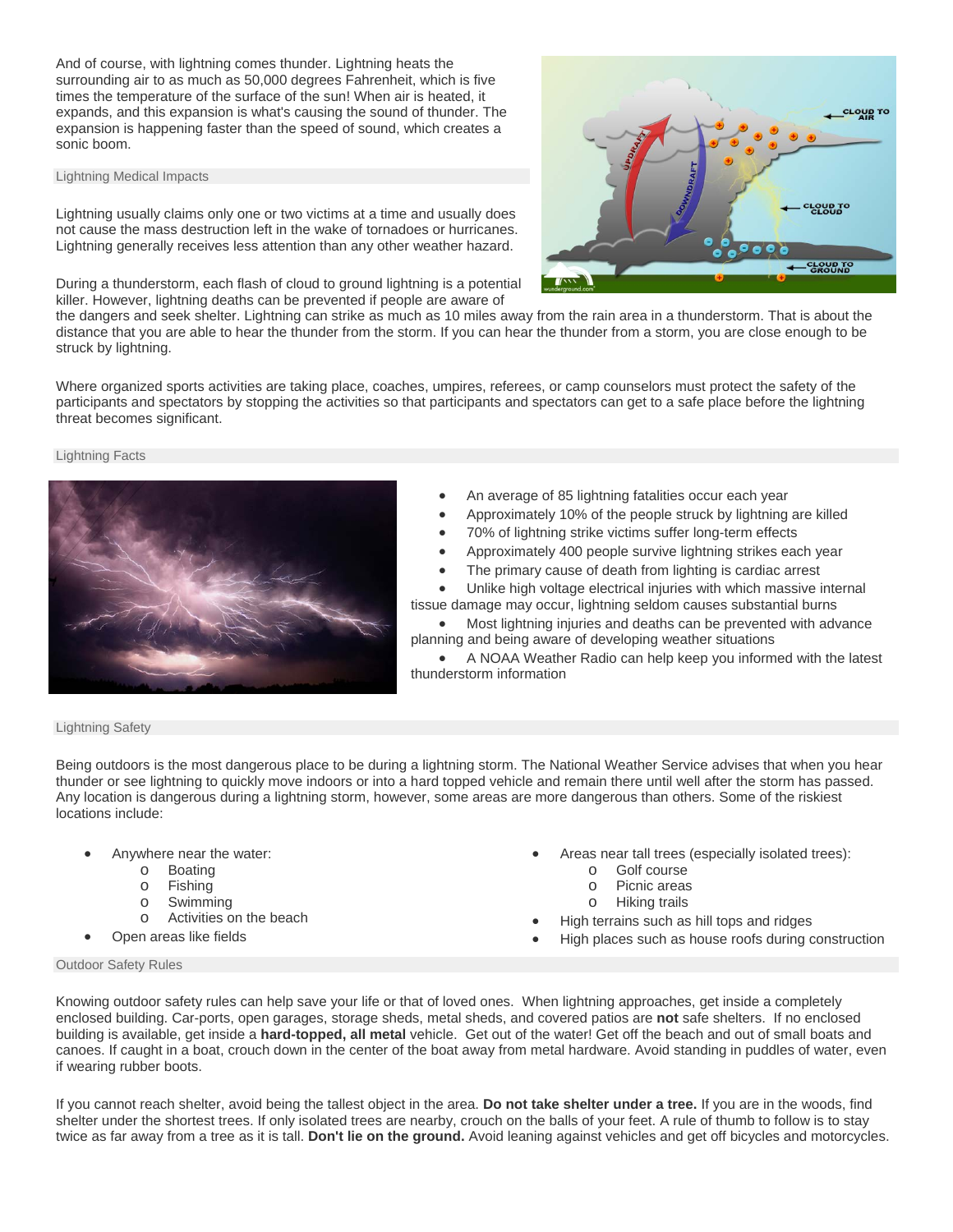And of course, with lightning comes thunder. Lightning heats the surrounding air to as much as 50,000 degrees Fahrenheit, which is five times the temperature of the surface of the sun! When air is heated, it expands, and this expansion is what's causing the sound of thunder. The expansion is happening faster than the speed of sound, which creates a sonic boom.

## Lightning Medical Impacts

Lightning usually claims only one or two victims at a time and usually does not cause the mass destruction left in the wake of tornadoes or hurricanes. Lightning generally receives less attention than any other weather hazard.

During a thunderstorm, each flash of cloud to ground lightning is a potential killer. However, lightning deaths can be prevented if people are aware of the dangers and seek shelter. Lightning can strike as much as 10 miles away from the rain area in a thunderstorm. That is about the distance that you are able to hear the thunder from the storm. If you can hear the thunder from a storm, you are close enough to be struck by lightning.

Where organized sports activities are taking place, coaches, umpires, referees, or camp counselors must protect the safety of the participants and spectators by stopping the activities so that participants and spectators can get to a safe place before the lightning threat becomes significant.

## Lightning Facts

- An average of 85 lightning fatalities occur each year
- Approximately 10% of the people struck by lightning are killed
- 70% of lightning strike victims suffer long-term effects
- Approximately 400 people survive lightning strikes each year
- The primary cause of death from lighting is cardiac arrest
- Unlike high voltage electrical injuries with which massive internal tissue damage may occur, lightning seldom causes substantial burns
- Most lightning injuries and deaths can be prevented with advance planning and being aware of developing weather situations
- A NOAA Weather Radio can help keep you informed with the latest thunderstorm information

## Lightning Safety

Being outdoors is the most dangerous place to be during a lightning storm. The National Weather Service advises that when you hear thunder or see lightning to quickly move indoors or into a hard topped vehicle and remain there until well after the storm has passed. Any location is dangerous during a lightning storm, however, some areas are more dangerous than others. Some of the riskiest locations include:

- Anywhere near the water:
  - Boating
  - Fishing
  - Swimming
  - Activities on the beach
- Open areas like fields
- Areas near tall trees (especially isolated trees):
  - Golf course
  - Picnic areas
  - Hiking trails
- High terrains such as hill tops and ridges
- High places such as house roofs during construction

## Outdoor Safety Rules

Knowing outdoor safety rules can help save your life or that of loved ones. When lightning approaches, get inside a completely enclosed building. Car-ports, open garages, storage sheds, metal sheds, and covered patios are **not** safe shelters. If no enclosed building is available, get inside a **hard-topped, all metal** vehicle. Get out of the water! Get off the beach and out of small boats and canoes. If caught in a boat, crouch down in the center of the boat away from metal hardware. Avoid standing in puddles of water, even if wearing rubber boots.

If you cannot reach shelter, avoid being the tallest object in the area. **Do not take shelter under a tree.** If you are in the woods, find shelter under the shortest trees. If only isolated trees are nearby, crouch on the balls of your feet. A rule of thumb to follow is to stay twice as far away from a tree as it is tall. **Don't lie on the ground.** Avoid leaning against vehicles and get off bicycles and motorcycles.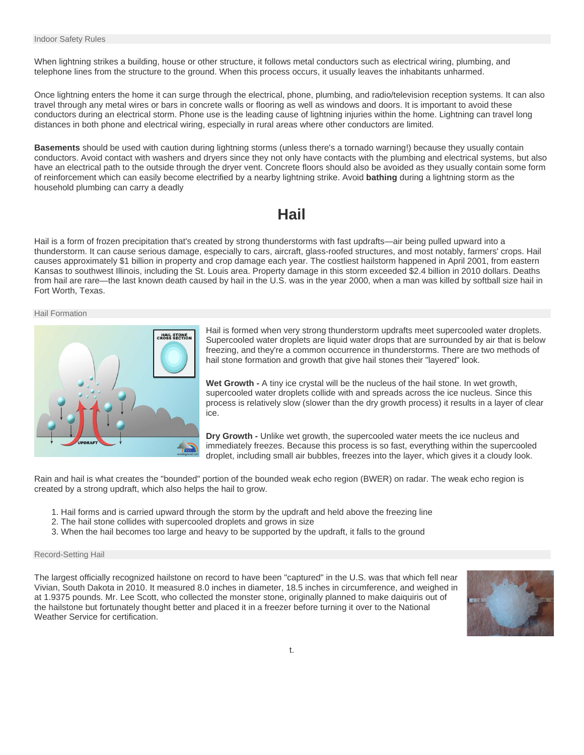### Indoor Safety Rules

When lightning strikes a building, house or other structure, it follows metal conductors such as electrical wiring, plumbing, and telephone lines from the structure to the ground. When this process occurs, it usually leaves the inhabitants unharmed.

Once lightning enters the home it can surge through the electrical, phone, plumbing, and radio/television reception systems. It can also travel through any metal wires or bars in concrete walls or flooring as well as windows and doors. It is important to avoid these conductors during an electrical storm. Phone use is the leading cause of lightning injuries within the home. Lightning can travel long distances in both phone and electrical wiring, especially in rural areas where other conductors are limited.

**Basements** should be used with caution during lightning storms (unless there's a tornado warning!) because they usually contain conductors. Avoid contact with washers and dryers since they not only have contacts with the plumbing and electrical systems, but also have an electrical path to the outside through the dryer vent. Concrete floors should also be avoided as they usually contain some form of reinforcement which can easily become electrified by a nearby lightning strike. Avoid **bathing** during a lightning storm as the household plumbing can carry a deadly

# Hail

Hail is a form of frozen precipitation that's created by strong thunderstorms with fast updrafts—air being pulled upward into a thunderstorm. It can cause serious damage, especially to cars, aircraft, glass-roofed structures, and most notably, farmers' crops. Hail causes approximately $1 billion in property and crop damage each year. The costliest hailstorm happened in April 2001, from eastern Kansas to southwest Illinois, including the St. Louis area. Property damage in this storm exceeded $2.4 billion in 2010 dollars. Deaths from hail are rare—the last known death caused by hail in the U.S. was in the year 2000, when a man was killed by softball size hail in Fort Worth, Texas.

### Hail Formation

Hail is formed when very strong thunderstorm updrafts meet supercooled water droplets. Supercooled water droplets are liquid water drops that are surrounded by air that is below freezing, and they're a common occurrence in thunderstorms. There are two methods of hail stone formation and growth that give hail stones their "layered" look.

**Wet Growth -** A tiny ice crystal will be the nucleus of the hail stone. In wet growth, supercooled water droplets collide with and spreads across the ice nucleus. Since this process is relatively slow (slower than the dry growth process) it results in a layer of clear ice.

**Dry Growth -** Unlike wet growth, the supercooled water meets the ice nucleus and immediately freezes. Because this process is so fast, everything within the supercooled droplet, including small air bubbles, freezes into the layer, which gives it a cloudy look.

Rain and hail is what creates the "bounded" portion of the bounded weak echo region (BWER) on radar. The weak echo region is created by a strong updraft, which also helps the hail to grow.

1. Hail forms and is carried upward through the storm by the updraft and held above the freezing line
2. The hail stone collides with supercooled droplets and grows in size
3. When the hail becomes too large and heavy to be supported by the updraft, it falls to the ground

### Record-Setting Hail

The largest officially recognized hailstone on record to have been "captured" in the U.S. was that which fell near Vivian, South Dakota in 2010. It measured 8.0 inches in diameter, 18.5 inches in circumference, and weighed in at 1.9375 pounds. Mr. Lee Scott, who collected the monster stone, originally planned to make daiquiris out of the hailstone but fortunately thought better and placed it in a freezer before turning it over to the National Weather Service for certification.

t.